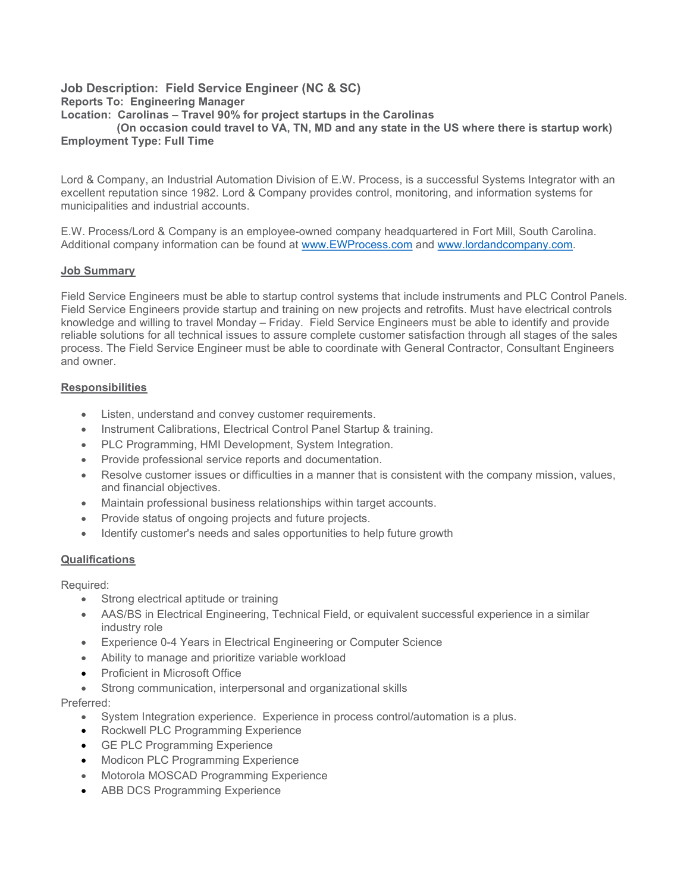**Job Description: Field Service Engineer (NC & SC)**
**Reports To: Engineering Manager**
**Location: Carolinas – Travel 90% for project startups in the Carolinas**
**(On occasion could travel to VA, TN, MD and any state in the US where there is startup work)**
**Employment Type: Full Time**

Lord & Company, an Industrial Automation Division of E.W. Process, is a successful Systems Integrator with an excellent reputation since 1982. Lord & Company provides control, monitoring, and information systems for municipalities and industrial accounts.

E.W. Process/Lord & Company is an employee-owned company headquartered in Fort Mill, South Carolina. Additional company information can be found at [www.EWProcess.com](http://www.EWProcess.com) and [www.lordandcompany.com](http://www.lordandcompany.com).

## Job Summary

Field Service Engineers must be able to startup control systems that include instruments and PLC Control Panels. Field Service Engineers provide startup and training on new projects and retrofits. Must have electrical controls knowledge and willing to travel Monday – Friday. Field Service Engineers must be able to identify and provide reliable solutions for all technical issues to assure complete customer satisfaction through all stages of the sales process. The Field Service Engineer must be able to coordinate with General Contractor, Consultant Engineers and owner.

## Responsibilities

- Listen, understand and convey customer requirements.
- Instrument Calibrations, Electrical Control Panel Startup & training.
- PLC Programming, HMI Development, System Integration.
- Provide professional service reports and documentation.
- Resolve customer issues or difficulties in a manner that is consistent with the company mission, values, and financial objectives.
- Maintain professional business relationships within target accounts.
- Provide status of ongoing projects and future projects.
- Identify customer's needs and sales opportunities to help future growth

## Qualifications

Required:

- Strong electrical aptitude or training
- AAS/BS in Electrical Engineering, Technical Field, or equivalent successful experience in a similar industry role
- Experience 0-4 Years in Electrical Engineering or Computer Science
- Ability to manage and prioritize variable workload
- Proficient in Microsoft Office
- Strong communication, interpersonal and organizational skills

Preferred:

- System Integration experience. Experience in process control/automation is a plus.
- Rockwell PLC Programming Experience
- GE PLC Programming Experience
- Modicon PLC Programming Experience
- Motorola MOSCAD Programming Experience
- ABB DCS Programming Experience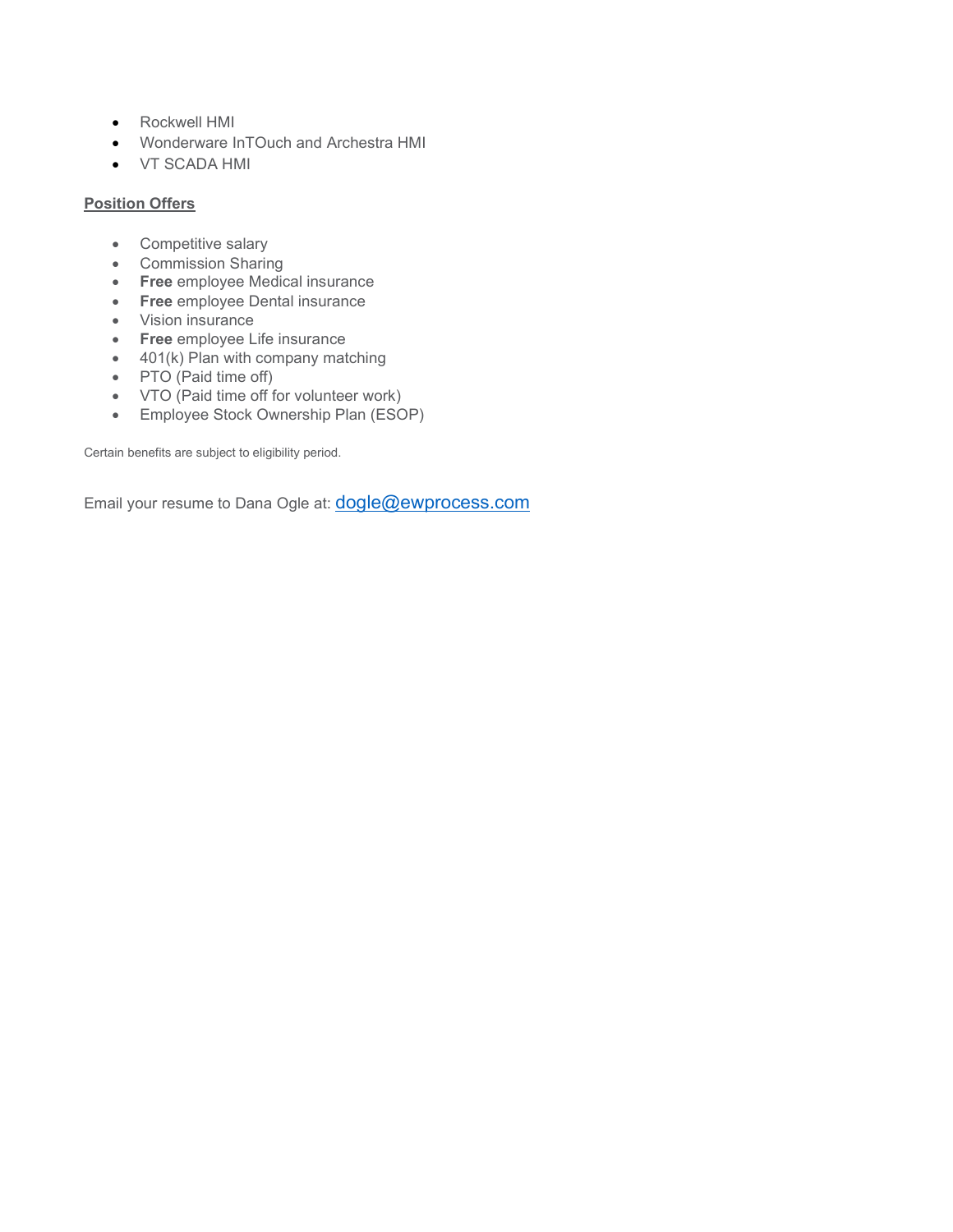- Rockwell HMI
- Wonderware InTOuch and Archestra HMI
- VT SCADA HMI

**Position Offers**

- Competitive salary
- Commission Sharing
- **Free** employee Medical insurance
- **Free** employee Dental insurance
- Vision insurance
- **Free** employee Life insurance
- 401(k) Plan with company matching
- PTO (Paid time off)
- VTO (Paid time off for volunteer work)
- Employee Stock Ownership Plan (ESOP)

Certain benefits are subject to eligibility period.

Email your resume to Dana Ogle at: dogle@ewprocess.com